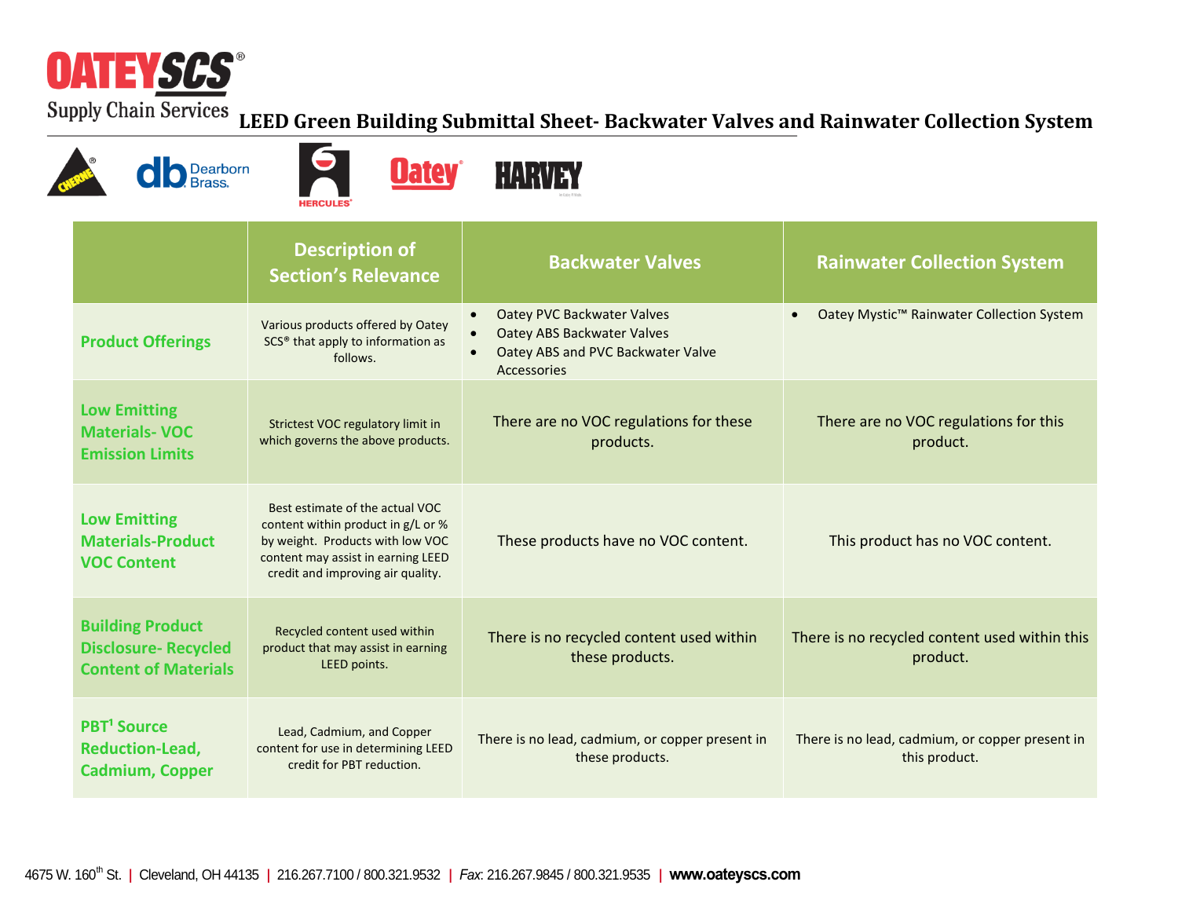OATEYSCS®
Supply Chain Services

# LEED Green Building Submittal Sheet- Backwater Valves and Rainwater Collection System

| | Description of Section's Relevance | Backwater Valves | Rainwater Collection System |
|---|---|---|---|
| **Product Offerings** | Various products offered by Oatey SCS® that apply to information as follows. | • Oatey PVC Backwater Valves<br>• Oatey ABS Backwater Valves<br>• Oatey ABS and PVC Backwater Valve Accessories | • Oatey Mystic™ Rainwater Collection System |
| **Low Emitting Materials- VOC Emission Limits** | Strictest VOC regulatory limit in which governs the above products. | There are no VOC regulations for these products. | There are no VOC regulations for this product. |
| **Low Emitting Materials-Product VOC Content** | Best estimate of the actual VOC content within product in g/L or % by weight. Products with low VOC content may assist in earning LEED credit and improving air quality. | These products have no VOC content. | This product has no VOC content. |
| **Building Product Disclosure- Recycled Content of Materials** | Recycled content used within product that may assist in earning LEED points. | There is no recycled content used within these products. | There is no recycled content used within this product. |
| **PBT[1] Source Reduction-Lead, Cadmium, Copper** | Lead, Cadmium, and Copper content for use in determining LEED credit for PBT reduction. | There is no lead, cadmium, or copper present in these products. | There is no lead, cadmium, or copper present in this product. |

4675 W. 160th St. | Cleveland, OH 44135 | 216.267.7100 / 800.321.9532 | *Fax*: 216.267.9845 / 800.321.9535 | **www.oateyscs.com**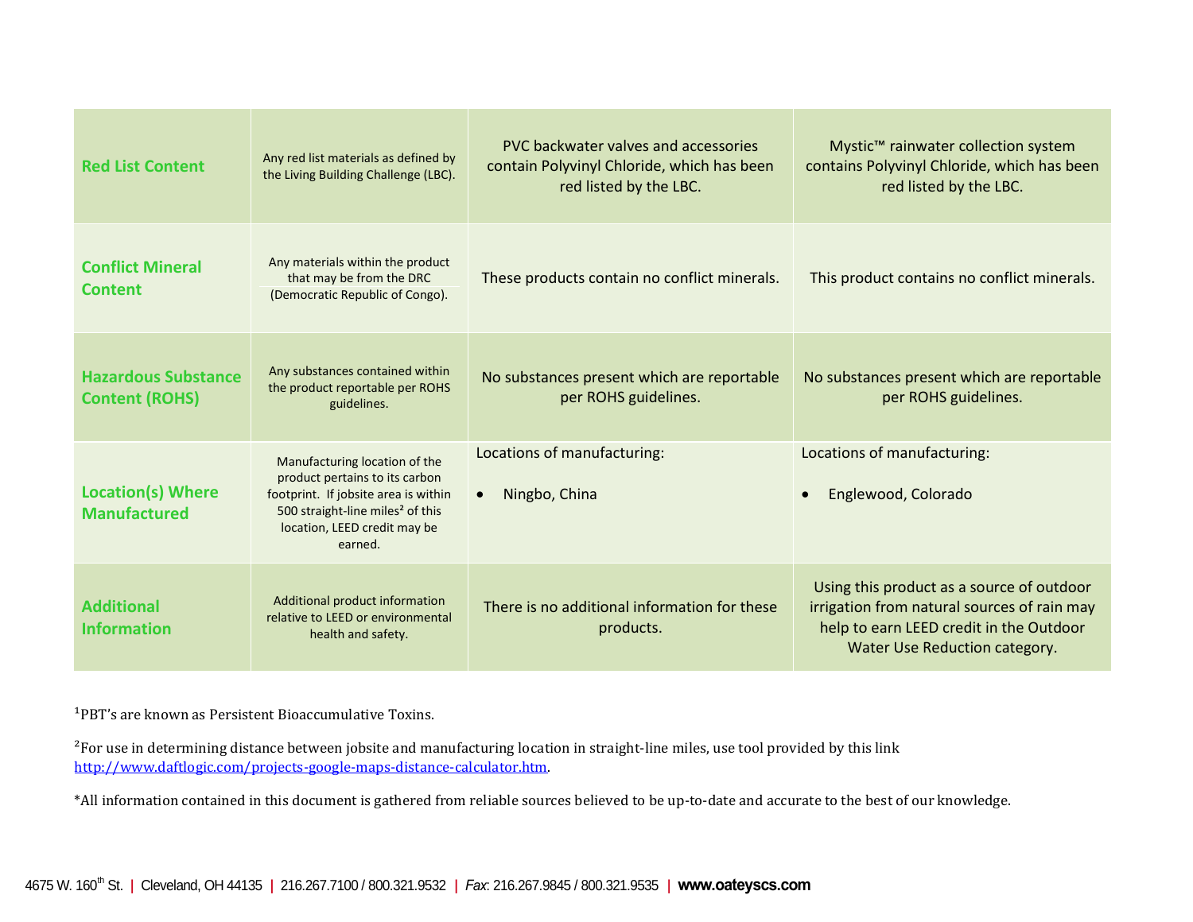| | | | |
|---|---|---|---|
| **Red List Content** | Any red list materials as defined by the Living Building Challenge (LBC). | PVC backwater valves and accessories contain Polyvinyl Chloride, which has been red listed by the LBC. | Mystic™ rainwater collection system contains Polyvinyl Chloride, which has been red listed by the LBC. |
| **Conflict Mineral Content** | Any materials within the product that may be from the DRC (Democratic Republic of Congo). | These products contain no conflict minerals. | This product contains no conflict minerals. |
| **Hazardous Substance Content (ROHS)** | Any substances contained within the product reportable per ROHS guidelines. | No substances present which are reportable per ROHS guidelines. | No substances present which are reportable per ROHS guidelines. |
| **Location(s) Where Manufactured** | Manufacturing location of the product pertains to its carbon footprint. If jobsite area is within 500 straight-line miles[2] of this location, LEED credit may be earned. | Locations of manufacturing:<br>• Ningbo, China | Locations of manufacturing:<br>• Englewood, Colorado |
| **Additional Information** | Additional product information relative to LEED or environmental health and safety. | There is no additional information for these products. | Using this product as a source of outdoor irrigation from natural sources of rain may help to earn LEED credit in the Outdoor Water Use Reduction category. |

[1]PBT's are known as Persistent Bioaccumulative Toxins.

[2]For use in determining distance between jobsite and manufacturing location in straight-line miles, use tool provided by this link http://www.daftlogic.com/projects-google-maps-distance-calculator.htm.

*All information contained in this document is gathered from reliable sources believed to be up-to-date and accurate to the best of our knowledge.

4675 W. 160th St. | Cleveland, OH 44135 | 216.267.7100 / 800.321.9532 | *Fax*: 216.267.9845 / 800.321.9535 | **www.oateyscs.com**